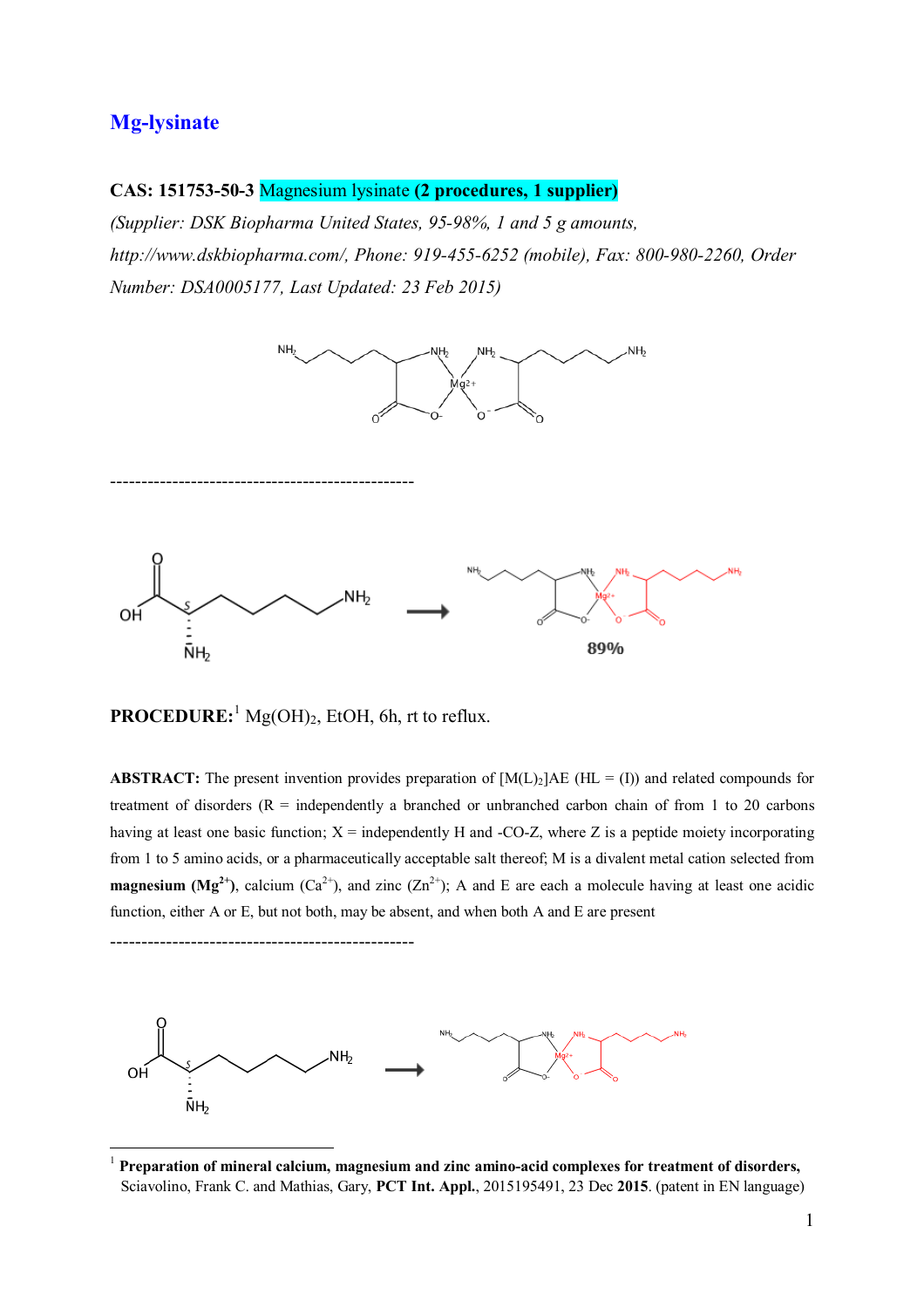# Mg-lysinate

**CAS: 151753-50-3** Magnesium lysinate **(2 procedures, 1 supplier)**

*(Supplier: DSK Biopharma United States, 95-98%, 1 and 5 g amounts, http://www.dskbiopharma.com/, Phone: 919-455-6252 (mobile), Fax: 800-980-2260, Order Number: DSA0005177, Last Updated: 23 Feb 2015)*

------------------------------------------------

89%

**PROCEDURE:**[1] $Mg(OH)_2$, EtOH, 6h, rt to reflux.

**ABSTRACT:** The present invention provides preparation of $[M(L)_2]AE$ (HL = (I)) and related compounds for treatment of disorders (R = independently a branched or unbranched carbon chain of from 1 to 20 carbons having at least one basic function; X = independently H and -CO-Z, where Z is a peptide moiety incorporating from 1 to 5 amino acids, or a pharmaceutically acceptable salt thereof; M is a divalent metal cation selected from **magnesium ($Mg^{2+}$)**, calcium ($Ca^{2+}$), and zinc ($Zn^{2+}$); A and E are each a molecule having at least one acidic function, either A or E, but not both, may be absent, and when both A and E are present

------------------------------------------------

[1] **Preparation of mineral calcium, magnesium and zinc amino-acid complexes for treatment of disorders,** Sciavolino, Frank C. and Mathias, Gary, **PCT Int. Appl.**, 2015195491, 23 Dec **2015**. (patent in EN language)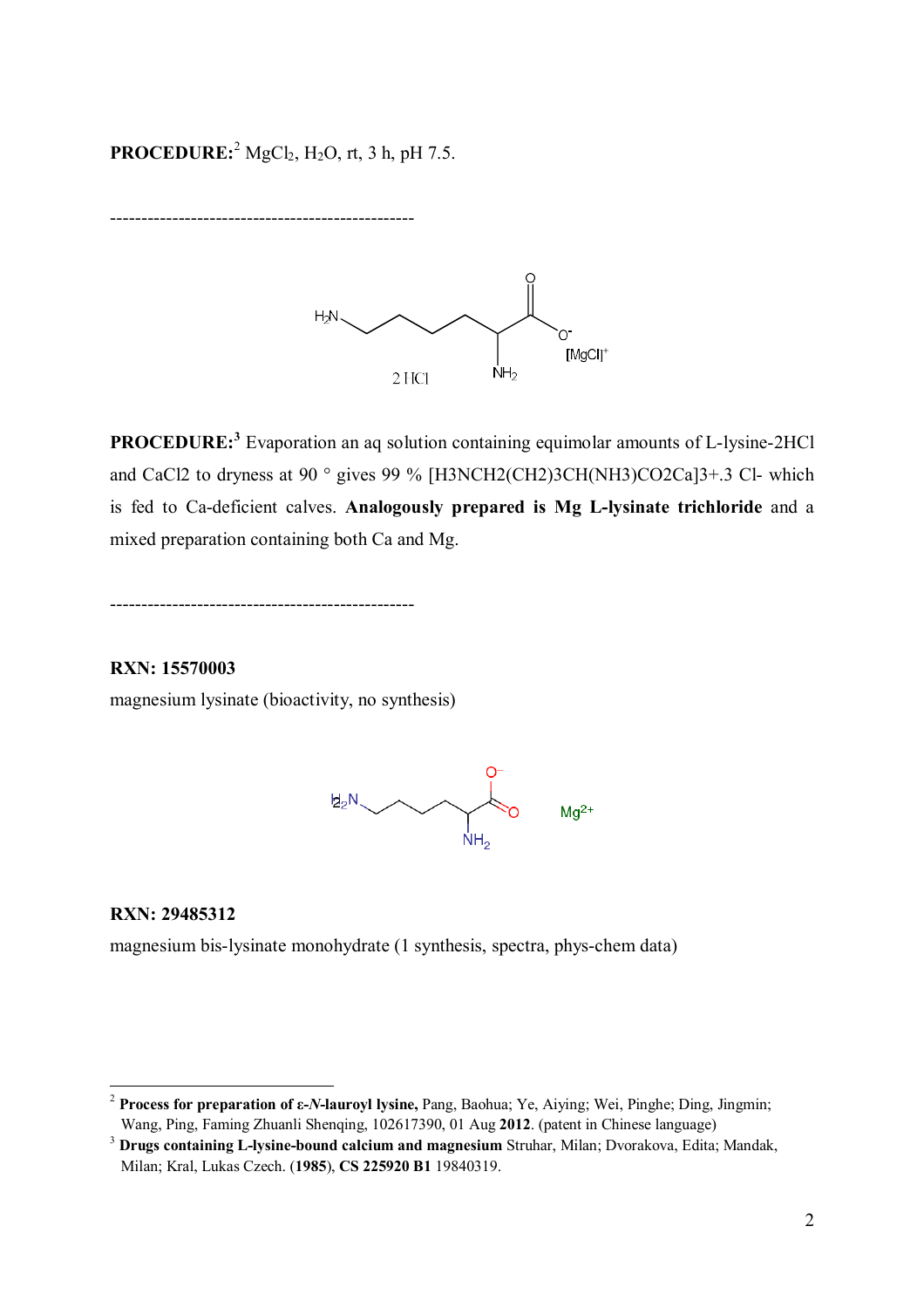**PROCEDURE:**[2] $MgCl_2$, $H_2O$, rt, 3 h, pH 7.5.

------------------------------------------------

**PROCEDURE:**[3] Evaporation an aq solution containing equimolar amounts of L-lysine-2HCl and CaCl2 to dryness at 90 ° gives 99 % [H3NCH2(CH2)3CH(NH3)CO2Ca]3+.3 Cl- which is fed to Ca-deficient calves. **Analogously prepared is Mg L-lysinate trichloride** and a mixed preparation containing both Ca and Mg.

------------------------------------------------

**RXN: 15570003**

magnesium lysinate (bioactivity, no synthesis)

**RXN: 29485312**

magnesium bis-lysinate monohydrate (1 synthesis, spectra, phys-chem data)

---

[2] **Process for preparation of ε-*N*-lauroyl lysine,** Pang, Baohua; Ye, Aiying; Wei, Pinghe; Ding, Jingmin; Wang, Ping, Faming Zhuanli Shenqing, 102617390, 01 Aug **2012**. (patent in Chinese language)

[3] **Drugs containing L-lysine-bound calcium and magnesium** Struhar, Milan; Dvorakova, Edita; Mandak, Milan; Kral, Lukas Czech. (**1985**), **CS 225920 B1** 19840319.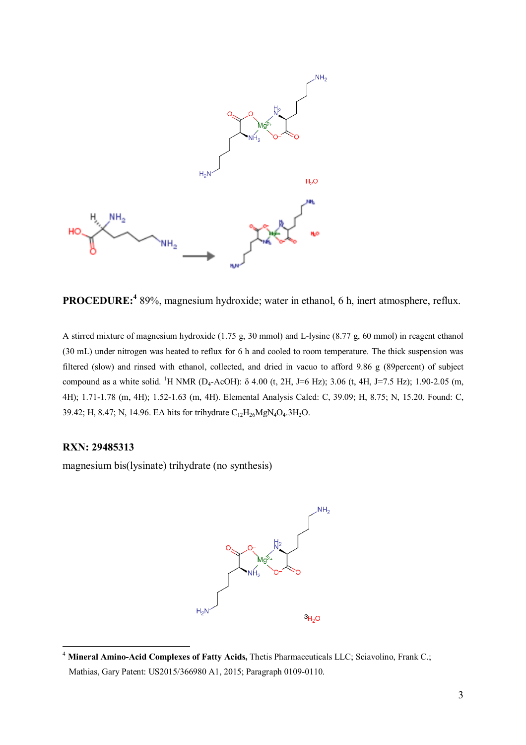**PROCEDURE:**[4] 89%, magnesium hydroxide; water in ethanol, 6 h, inert atmosphere, reflux.

A stirred mixture of magnesium hydroxide (1.75 g, 30 mmol) and L-lysine (8.77 g, 60 mmol) in reagent ethanol (30 mL) under nitrogen was heated to reflux for 6 h and cooled to room temperature. The thick suspension was filtered (slow) and rinsed with ethanol, collected, and dried in vacuo to afford 9.86 g (89percent) of subject compound as a white solid. $^1$H NMR ($D_4$-AcOH): δ 4.00 (t, 2H, J=6 Hz); 3.06 (t, 4H, J=7.5 Hz); 1.90-2.05 (m, 4H); 1.71-1.78 (m, 4H); 1.52-1.63 (m, 4H). Elemental Analysis Calcd: C, 39.09; H, 8.75; N, 15.20. Found: C, 39.42; H, 8.47; N, 14.96. EA hits for trihydrate $C_{12}H_{26}MgN_4O_4 \cdot 3H_2O$.

**RXN: 29485313**

magnesium bis(lysinate) trihydrate (no synthesis)

[4] **Mineral Amino-Acid Complexes of Fatty Acids,** Thetis Pharmaceuticals LLC; Sciavolino, Frank C.; Mathias, Gary Patent: US2015/366980 A1, 2015; Paragraph 0109-0110.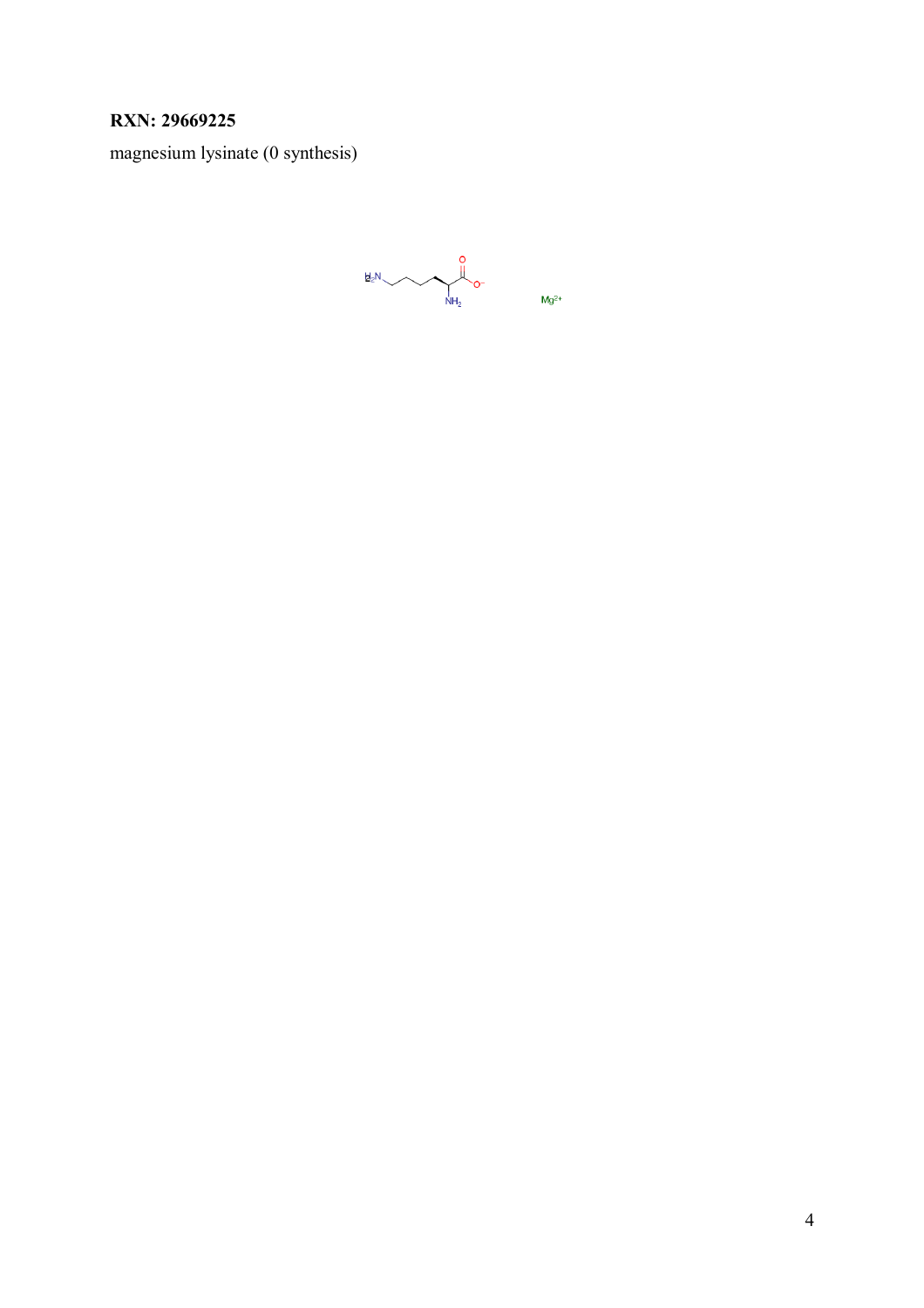**RXN: 29669225**

magnesium lysinate (0 synthesis)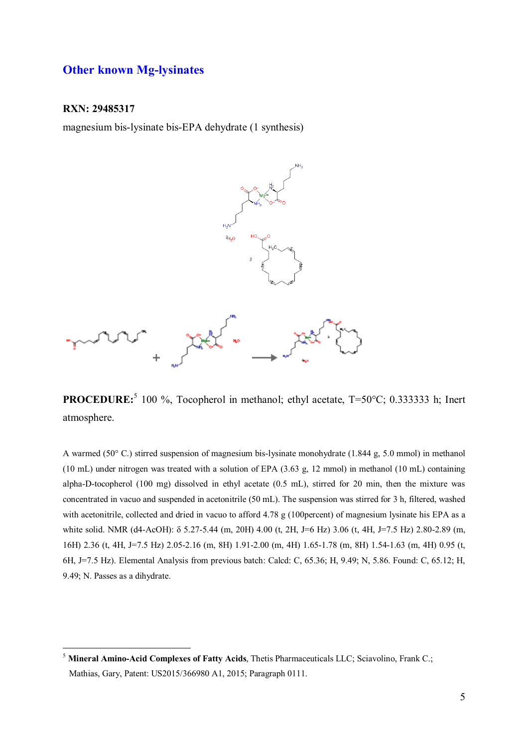## Other known Mg-lysinates

**RXN: 29485317**

magnesium bis-lysinate bis-EPA dehydrate (1 synthesis)

**PROCEDURE:**[5] 100 %, Tocopherol in methanol; ethyl acetate, T=50°C; 0.333333 h; Inert atmosphere.

A warmed (50° C.) stirred suspension of magnesium bis-lysinate monohydrate (1.844 g, 5.0 mmol) in methanol (10 mL) under nitrogen was treated with a solution of EPA (3.63 g, 12 mmol) in methanol (10 mL) containing alpha-D-tocopherol (100 mg) dissolved in ethyl acetate (0.5 mL), stirred for 20 min, then the mixture was concentrated in vacuo and suspended in acetonitrile (50 mL). The suspension was stirred for 3 h, filtered, washed with acetonitrile, collected and dried in vacuo to afford 4.78 g (100percent) of magnesium lysinate his EPA as a white solid. NMR (d4-AcOH): δ 5.27-5.44 (m, 20H) 4.00 (t, 2H, J=6 Hz) 3.06 (t, 4H, J=7.5 Hz) 2.80-2.89 (m, 16H) 2.36 (t, 4H, J=7.5 Hz) 2.05-2.16 (m, 8H) 1.91-2.00 (m, 4H) 1.65-1.78 (m, 8H) 1.54-1.63 (m, 4H) 0.95 (t, 6H, J=7.5 Hz). Elemental Analysis from previous batch: Calcd: C, 65.36; H, 9.49; N, 5.86. Found: C, 65.12; H, 9.49; N. Passes as a dihydrate.

---

[5] **Mineral Amino-Acid Complexes of Fatty Acids**, Thetis Pharmaceuticals LLC; Sciavolino, Frank C.; Mathias, Gary, Patent: US2015/366980 A1, 2015; Paragraph 0111.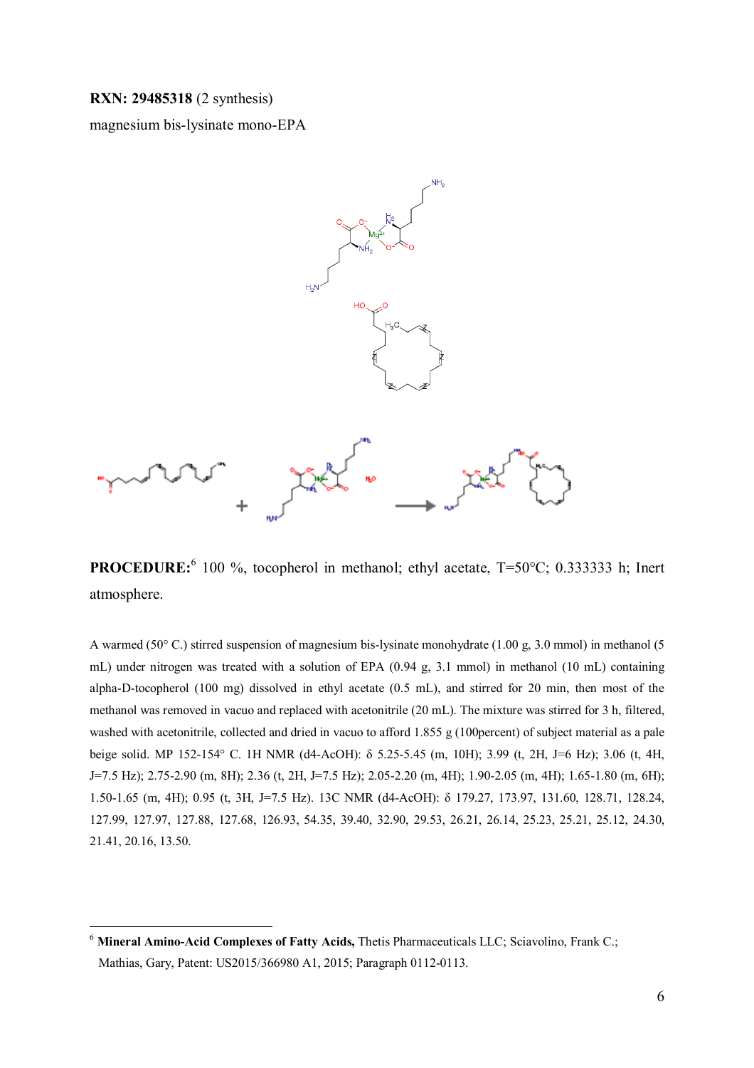**RXN: 29485318** (2 synthesis)

magnesium bis-lysinate mono-EPA

**PROCEDURE:**[6] 100 %, tocopherol in methanol; ethyl acetate, T=50°C; 0.333333 h; Inert atmosphere.

A warmed (50° C.) stirred suspension of magnesium bis-lysinate monohydrate (1.00 g, 3.0 mmol) in methanol (5 mL) under nitrogen was treated with a solution of EPA (0.94 g, 3.1 mmol) in methanol (10 mL) containing alpha-D-tocopherol (100 mg) dissolved in ethyl acetate (0.5 mL), and stirred for 20 min, then most of the methanol was removed in vacuo and replaced with acetonitrile (20 mL). The mixture was stirred for 3 h, filtered, washed with acetonitrile, collected and dried in vacuo to afford 1.855 g (100percent) of subject material as a pale beige solid. MP 152-154° C. 1H NMR (d4-AcOH): δ 5.25-5.45 (m, 10H); 3.99 (t, 2H, J=6 Hz); 3.06 (t, 4H, J=7.5 Hz); 2.75-2.90 (m, 8H); 2.36 (t, 2H, J=7.5 Hz); 2.05-2.20 (m, 4H); 1.90-2.05 (m, 4H); 1.65-1.80 (m, 6H); 1.50-1.65 (m, 4H); 0.95 (t, 3H, J=7.5 Hz). 13C NMR (d4-AcOH): δ 179.27, 173.97, 131.60, 128.71, 128.24, 127.99, 127.97, 127.88, 127.68, 126.93, 54.35, 39.40, 32.90, 29.53, 26.21, 26.14, 25.23, 25.21, 25.12, 24.30, 21.41, 20.16, 13.50.

---

[6] **Mineral Amino-Acid Complexes of Fatty Acids,** Thetis Pharmaceuticals LLC; Sciavolino, Frank C.; Mathias, Gary, Patent: US2015/366980 A1, 2015; Paragraph 0112-0113.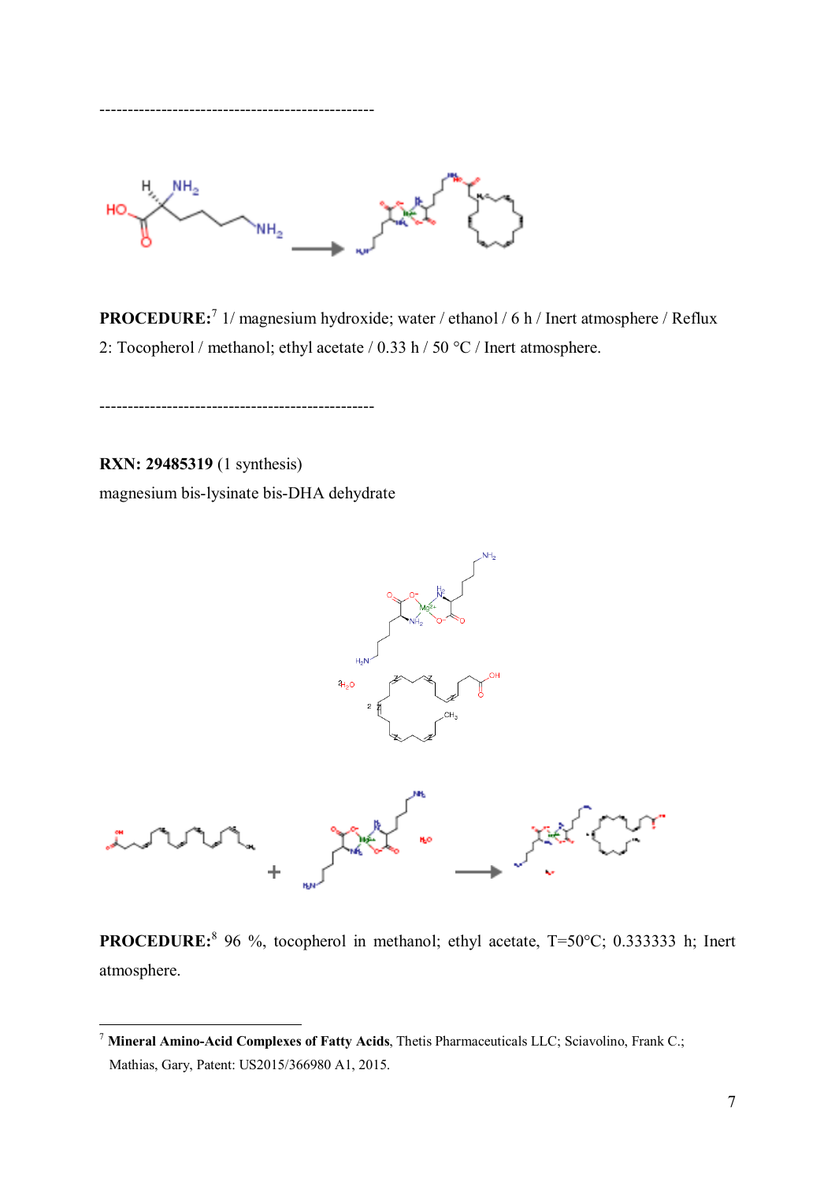-------------------------------------------------

**PROCEDURE:**[7] 1/ magnesium hydroxide; water / ethanol / 6 h / Inert atmosphere / Reflux
2: Tocopherol / methanol; ethyl acetate / 0.33 h / 50 °C / Inert atmosphere.

-------------------------------------------------

**RXN: 29485319** (1 synthesis)
magnesium bis-lysinate bis-DHA dehydrate

**PROCEDURE:**[8] 96 %, tocopherol in methanol; ethyl acetate, T=50°C; 0.333333 h; Inert atmosphere.

---

[7] **Mineral Amino-Acid Complexes of Fatty Acids**, Thetis Pharmaceuticals LLC; Sciavolino, Frank C.; Mathias, Gary, Patent: US2015/366980 A1, 2015.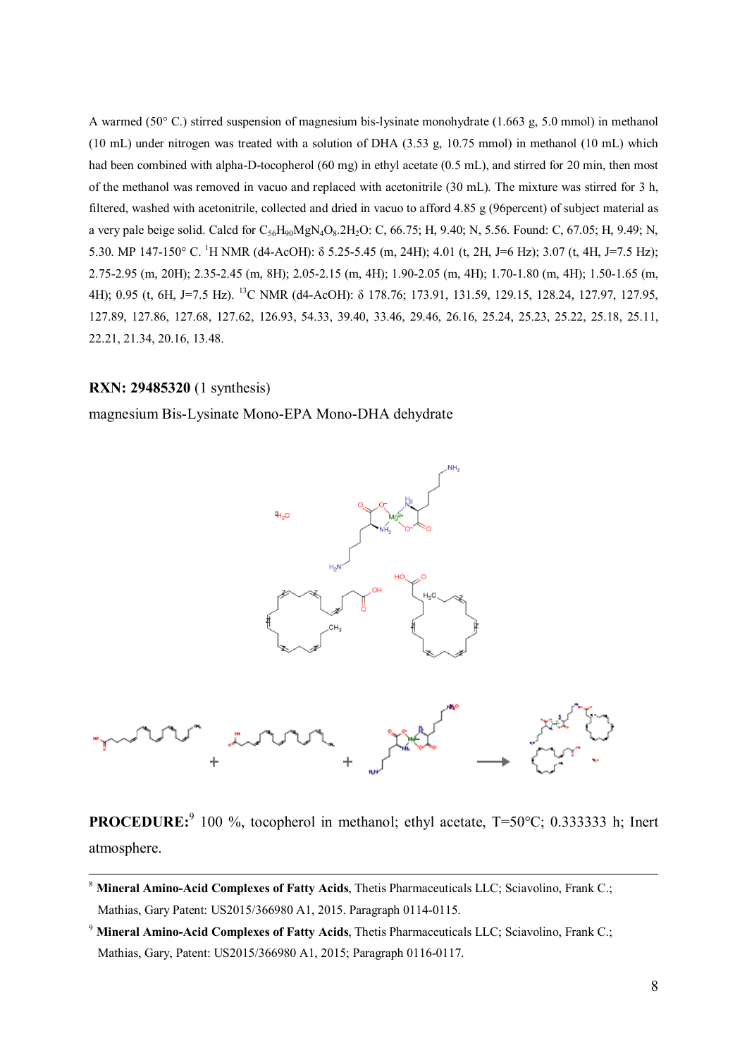A warmed (50° C.) stirred suspension of magnesium bis-lysinate monohydrate (1.663 g, 5.0 mmol) in methanol (10 mL) under nitrogen was treated with a solution of DHA (3.53 g, 10.75 mmol) in methanol (10 mL) which had been combined with alpha-D-tocopherol (60 mg) in ethyl acetate (0.5 mL), and stirred for 20 min, then most of the methanol was removed in vacuo and replaced with acetonitrile (30 mL). The mixture was stirred for 3 h, filtered, washed with acetonitrile, collected and dried in vacuo to afford 4.85 g (96percent) of subject material as a very pale beige solid. Calcd for $C_{56}H_{90}MgN_4O_8.2H_2O$: C, 66.75; H, 9.40; N, 5.56. Found: C, 67.05; H, 9.49; N, 5.30. MP 147-150° C. $^1$H NMR (d4-AcOH): δ 5.25-5.45 (m, 24H); 4.01 (t, 2H, J=6 Hz); 3.07 (t, 4H, J=7.5 Hz); 2.75-2.95 (m, 20H); 2.35-2.45 (m, 8H); 2.05-2.15 (m, 4H); 1.90-2.05 (m, 4H); 1.70-1.80 (m, 4H); 1.50-1.65 (m, 4H); 0.95 (t, 6H, J=7.5 Hz). $^{13}$C NMR (d4-AcOH): δ 178.76; 173.91, 131.59, 129.15, 128.24, 127.97, 127.95, 127.89, 127.86, 127.68, 127.62, 126.93, 54.33, 39.40, 33.46, 29.46, 26.16, 25.24, 25.23, 25.22, 25.18, 25.11, 22.21, 21.34, 20.16, 13.48.

**RXN: 29485320** (1 synthesis)

magnesium Bis-Lysinate Mono-EPA Mono-DHA dehydrate

**PROCEDURE:**[9] 100 %, tocopherol in methanol; ethyl acetate, T=50°C; 0.333333 h; Inert atmosphere.

---

[8] **Mineral Amino-Acid Complexes of Fatty Acids**, Thetis Pharmaceuticals LLC; Sciavolino, Frank C.; Mathias, Gary Patent: US2015/366980 A1, 2015. Paragraph 0114-0115.

[9] **Mineral Amino-Acid Complexes of Fatty Acids**, Thetis Pharmaceuticals LLC; Sciavolino, Frank C.; Mathias, Gary, Patent: US2015/366980 A1, 2015; Paragraph 0116-0117.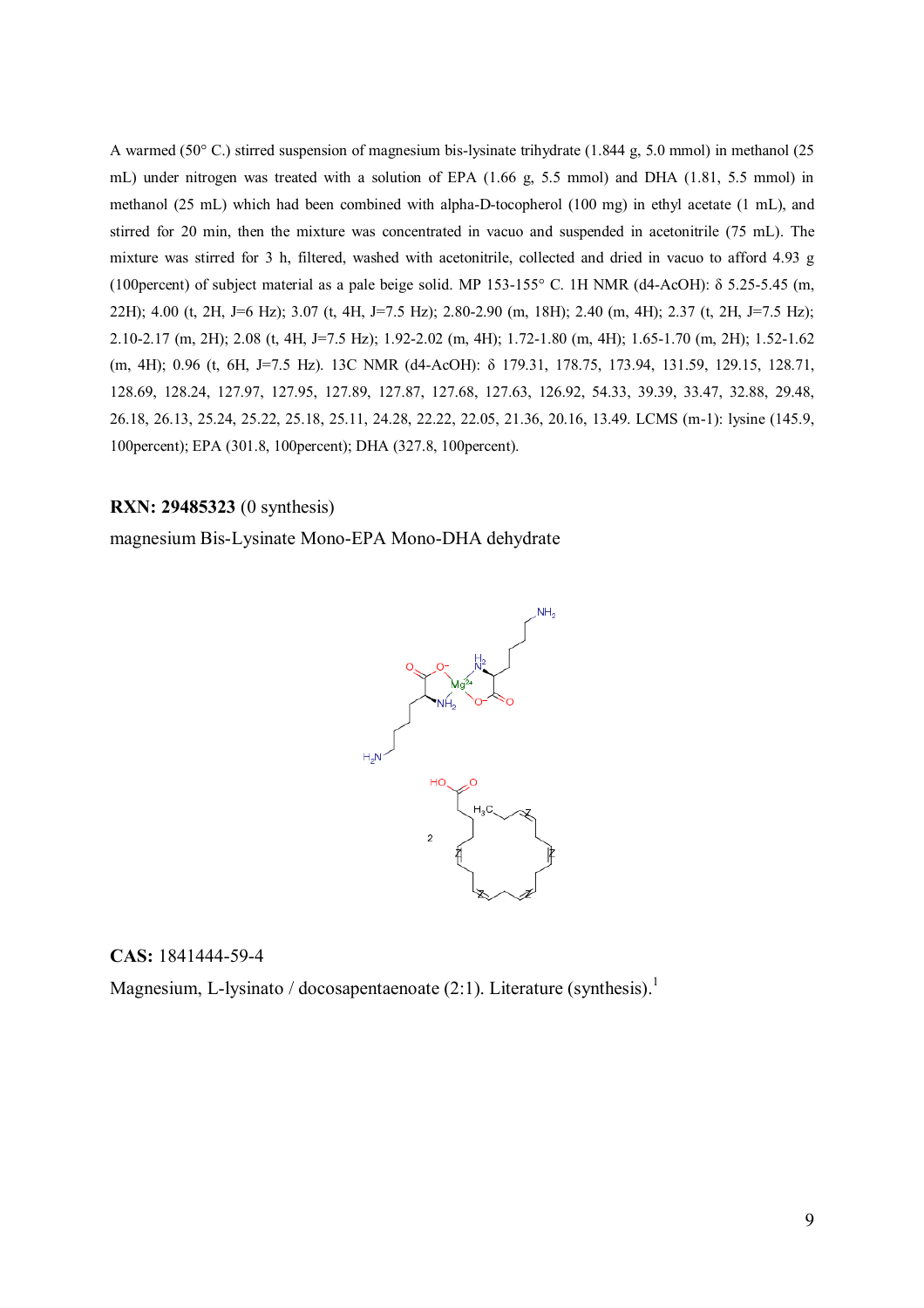A warmed (50° C.) stirred suspension of magnesium bis-lysinate trihydrate (1.844 g, 5.0 mmol) in methanol (25 mL) under nitrogen was treated with a solution of EPA (1.66 g, 5.5 mmol) and DHA (1.81, 5.5 mmol) in methanol (25 mL) which had been combined with alpha-D-tocopherol (100 mg) in ethyl acetate (1 mL), and stirred for 20 min, then the mixture was concentrated in vacuo and suspended in acetonitrile (75 mL). The mixture was stirred for 3 h, filtered, washed with acetonitrile, collected and dried in vacuo to afford 4.93 g (100percent) of subject material as a pale beige solid. MP 153-155° C. 1H NMR (d4-AcOH): δ 5.25-5.45 (m, 22H); 4.00 (t, 2H, J=6 Hz); 3.07 (t, 4H, J=7.5 Hz); 2.80-2.90 (m, 18H); 2.40 (m, 4H); 2.37 (t, 2H, J=7.5 Hz); 2.10-2.17 (m, 2H); 2.08 (t, 4H, J=7.5 Hz); 1.92-2.02 (m, 4H); 1.72-1.80 (m, 4H); 1.65-1.70 (m, 2H); 1.52-1.62 (m, 4H); 0.96 (t, 6H, J=7.5 Hz). 13C NMR (d4-AcOH): δ 179.31, 178.75, 173.94, 131.59, 129.15, 128.71, 128.69, 128.24, 127.97, 127.95, 127.89, 127.87, 127.68, 127.63, 126.92, 54.33, 39.39, 33.47, 32.88, 29.48, 26.18, 26.13, 25.24, 25.22, 25.18, 25.11, 24.28, 22.22, 22.05, 21.36, 20.16, 13.49. LCMS (m-1): lysine (145.9, 100percent); EPA (301.8, 100percent); DHA (327.8, 100percent).

**RXN: 29485323** (0 synthesis)

magnesium Bis-Lysinate Mono-EPA Mono-DHA dehydrate

**CAS:** 1841444-59-4

Magnesium, L-lysinato / docosapentaenoate (2:1). Literature (synthesis).[1]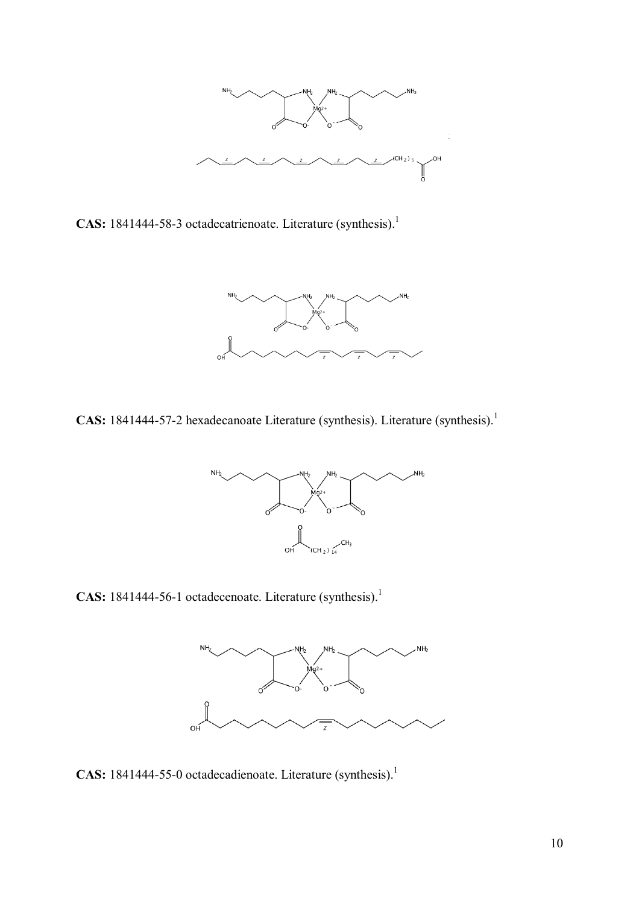**CAS:** 1841444-58-3 octadecatrienoate. Literature (synthesis).[1]

**CAS:** 1841444-57-2 hexadecanoate Literature (synthesis). Literature (synthesis).[1]

**CAS:** 1841444-56-1 octadecenoate. Literature (synthesis).[1]

**CAS:** 1841444-55-0 octadecadienoate. Literature (synthesis).[1]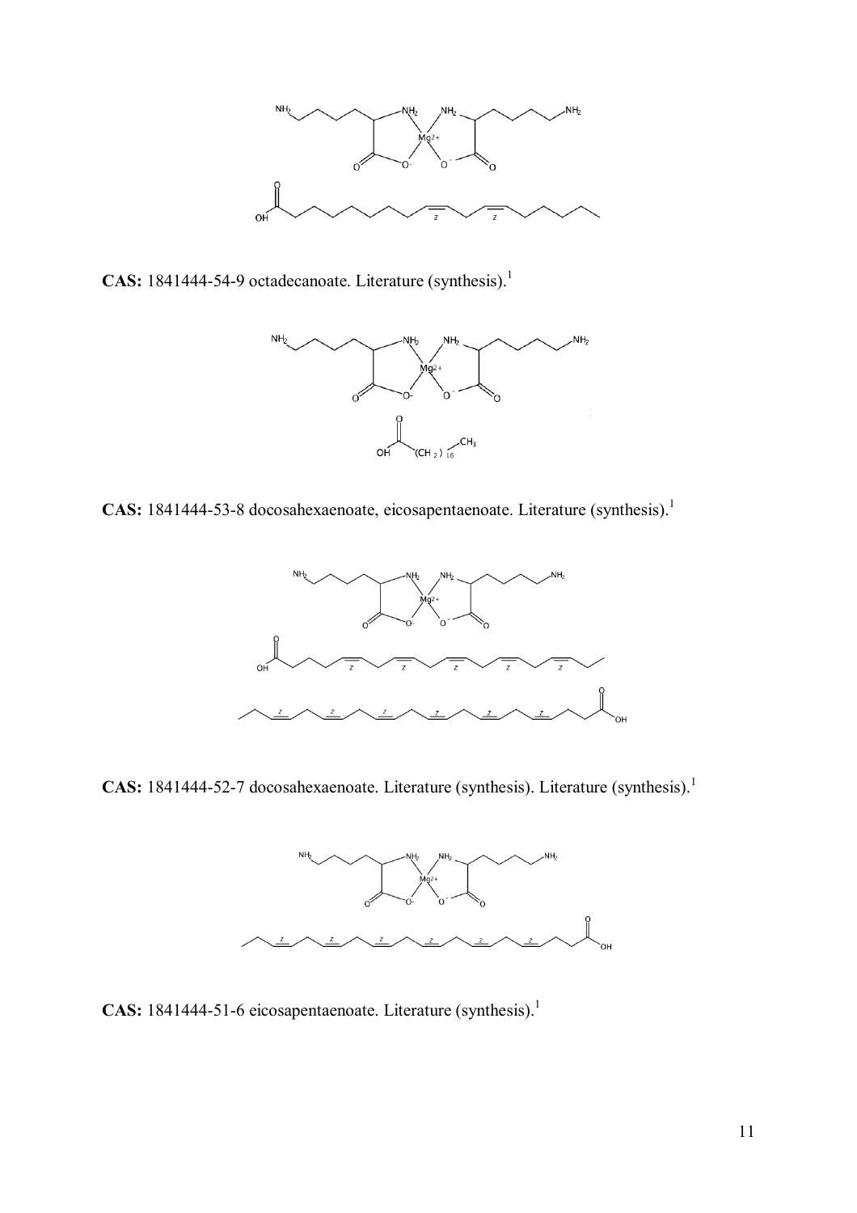**CAS:** 1841444-54-9 octadecanoate. Literature (synthesis).[1]

**CAS:** 1841444-53-8 docosahexaenoate, eicosapentaenoate. Literature (synthesis).[1]

**CAS:** 1841444-52-7 docosahexaenoate. Literature (synthesis). Literature (synthesis).[1]

**CAS:** 1841444-51-6 eicosapentaenoate. Literature (synthesis).[1]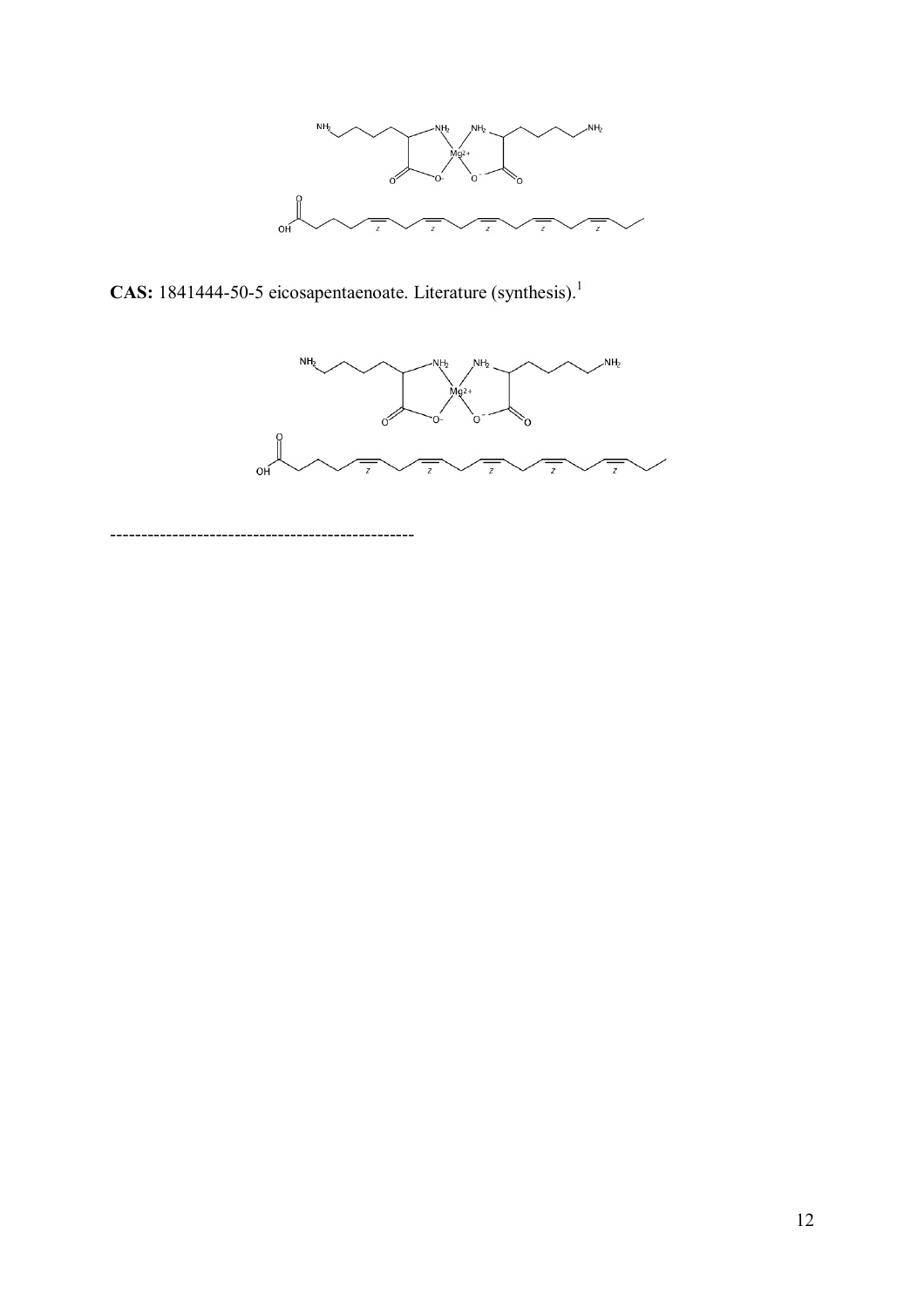**CAS:** 1841444-50-5 eicosapentaenoate. Literature (synthesis).[1]

------------------------------------------------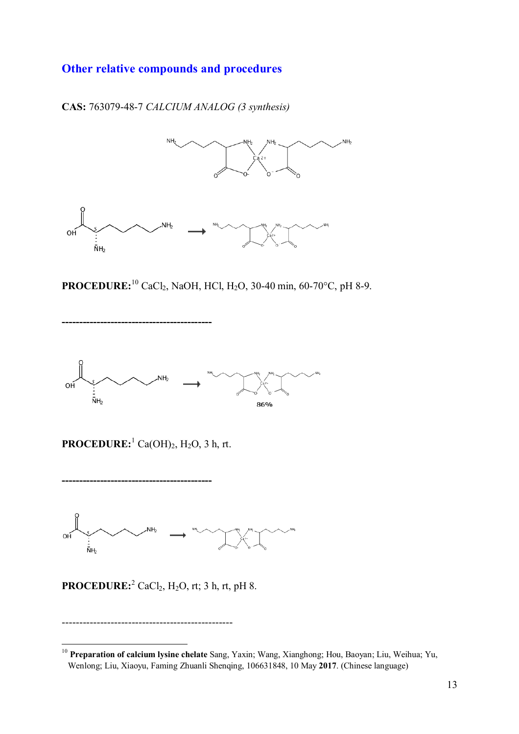## Other relative compounds and procedures

**CAS:** 763079-48-7 *CALCIUM ANALOG (3 synthesis)*

NH2 NH2 NH2 NH2
Ca 2+
O O- O- O

OH NH2 NH2 → NH2 NH2 NH2 NH
Ca2+
O O- O O

**PROCEDURE:**[10] $CaCl_2$, NaOH, HCl, $H_2O$, 30-40 min, 60-70°C, pH 8-9.

------------------------------------------

OH NH2 NH2 → NH2 NH2 NH2 NH2
Ca2+
O O- O O

86%

**PROCEDURE:**[1] $Ca(OH)_2$, $H_2O$, 3 h, rt.

------------------------------------------

OH NH2 NH2 → NH2 NH2 NH2 NH2
Ca2+
O O- O O

**PROCEDURE:**[2] $CaCl_2$, $H_2O$, rt; 3 h, rt, pH 8.

------------------------------------------------

[10] **Preparation of calcium lysine chelate** Sang, Yaxin; Wang, Xianghong; Hou, Baoyan; Liu, Weihua; Yu, Wenlong; Liu, Xiaoyu, Faming Zhuanli Shenqing, 106631848, 10 May **2017**. (Chinese language)